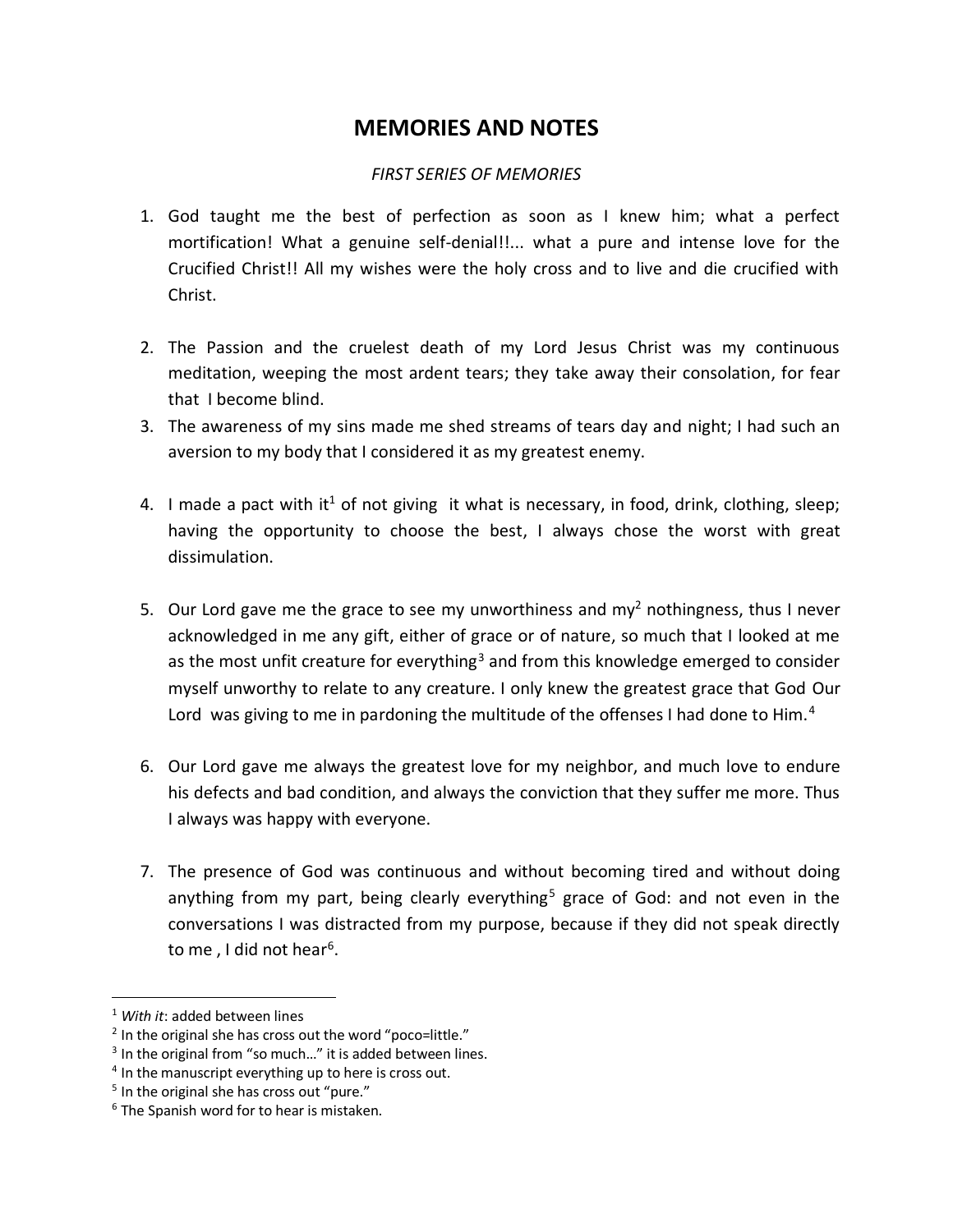# MEMORIES AND NOTES

*FIRST SERIES OF MEMORIES*

1. God taught me the best of perfection as soon as I knew him; what a perfect mortification! What a genuine self-denial!!... what a pure and intense love for the Crucified Christ!! All my wishes were the holy cross and to live and die crucified with Christ.

2. The Passion and the cruelest death of my Lord Jesus Christ was my continuous meditation, weeping the most ardent tears; they take away their consolation, for fear that I become blind.
3. The awareness of my sins made me shed streams of tears day and night; I had such an aversion to my body that I considered it as my greatest enemy.

4. I made a pact with it[1] of not giving it what is necessary, in food, drink, clothing, sleep; having the opportunity to choose the best, I always chose the worst with great dissimulation.

5. Our Lord gave me the grace to see my unworthiness and my[2] nothingness, thus I never acknowledged in me any gift, either of grace or of nature, so much that I looked at me as the most unfit creature for everything[3] and from this knowledge emerged to consider myself unworthy to relate to any creature. I only knew the greatest grace that God Our Lord was giving to me in pardoning the multitude of the offenses I had done to Him.[4]

6. Our Lord gave me always the greatest love for my neighbor, and much love to endure his defects and bad condition, and always the conviction that they suffer me more. Thus I always was happy with everyone.

7. The presence of God was continuous and without becoming tired and without doing anything from my part, being clearly everything[5] grace of God: and not even in the conversations I was distracted from my purpose, because if they did not speak directly to me , I did not hear[6].

---

[1] *With it*: added between lines

[2] In the original she has cross out the word "poco=little."

[3] In the original from "so much…" it is added between lines.

[4] In the manuscript everything up to here is cross out.

[5] In the original she has cross out "pure."

[6] The Spanish word for to hear is mistaken.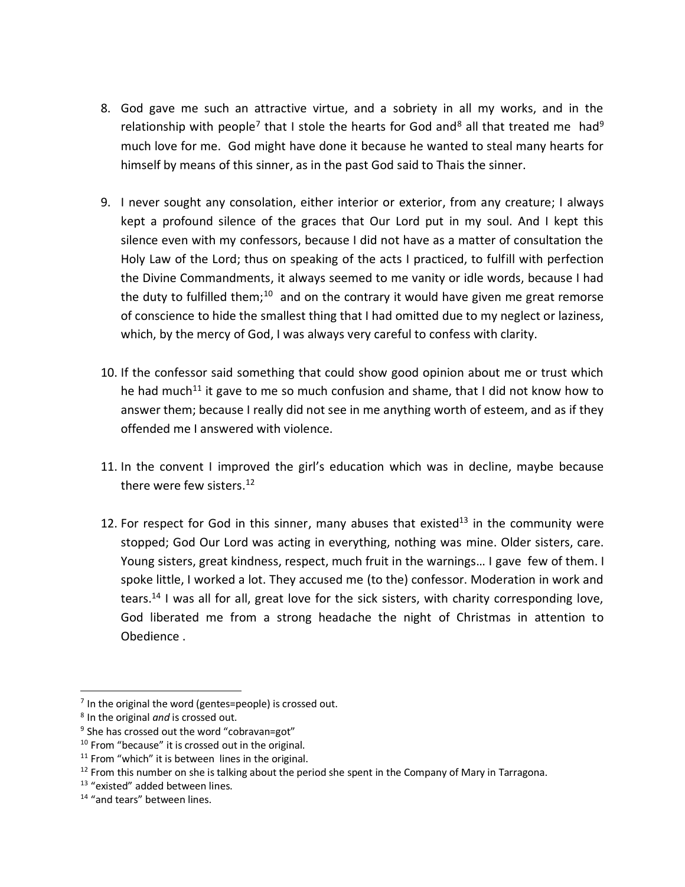8. God gave me such an attractive virtue, and a sobriety in all my works, and in the relationship with people[7] that I stole the hearts for God and[8] all that treated me had[9] much love for me. God might have done it because he wanted to steal many hearts for himself by means of this sinner, as in the past God said to Thais the sinner.

9. I never sought any consolation, either interior or exterior, from any creature; I always kept a profound silence of the graces that Our Lord put in my soul. And I kept this silence even with my confessors, because I did not have as a matter of consultation the Holy Law of the Lord; thus on speaking of the acts I practiced, to fulfill with perfection the Divine Commandments, it always seemed to me vanity or idle words, because I had the duty to fulfilled them;[10] and on the contrary it would have given me great remorse of conscience to hide the smallest thing that I had omitted due to my neglect or laziness, which, by the mercy of God, I was always very careful to confess with clarity.

10. If the confessor said something that could show good opinion about me or trust which he had much[11] it gave to me so much confusion and shame, that I did not know how to answer them; because I really did not see in me anything worth of esteem, and as if they offended me I answered with violence.

11. In the convent I improved the girl's education which was in decline, maybe because there were few sisters.[12]

12. For respect for God in this sinner, many abuses that existed[13] in the community were stopped; God Our Lord was acting in everything, nothing was mine. Older sisters, care. Young sisters, great kindness, respect, much fruit in the warnings… I gave few of them. I spoke little, I worked a lot. They accused me (to the) confessor. Moderation in work and tears.[14] I was all for all, great love for the sick sisters, with charity corresponding love, God liberated me from a strong headache the night of Christmas in attention to Obedience .

---

[7] In the original the word (gentes=people) is crossed out.

[8] In the original *and* is crossed out.

[9] She has crossed out the word "cobravan=got"

[10] From "because" it is crossed out in the original.

[11] From "which" it is between lines in the original.

[12] From this number on she is talking about the period she spent in the Company of Mary in Tarragona.

[13] "existed" added between lines.

[14] "and tears" between lines.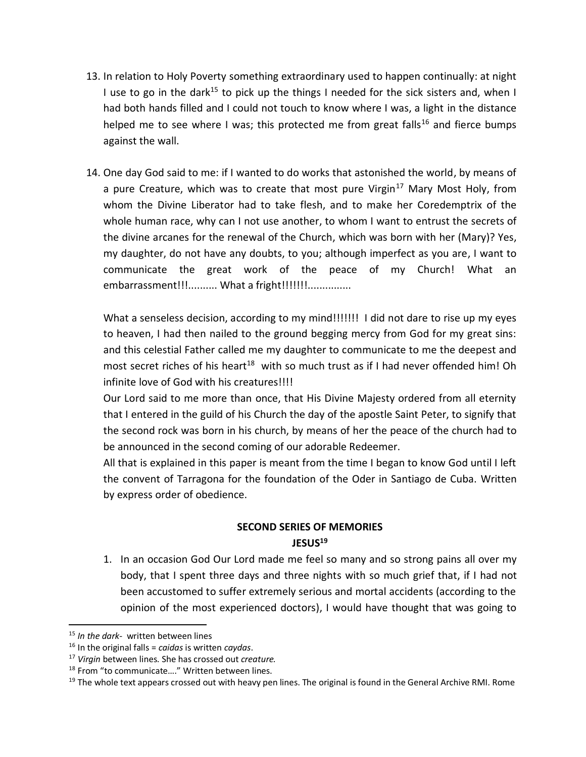13. In relation to Holy Poverty something extraordinary used to happen continually: at night I use to go in the dark[15] to pick up the things I needed for the sick sisters and, when I had both hands filled and I could not touch to know where I was, a light in the distance helped me to see where I was; this protected me from great falls[16] and fierce bumps against the wall.

14. One day God said to me: if I wanted to do works that astonished the world, by means of a pure Creature, which was to create that most pure Virgin[17] Mary Most Holy, from whom the Divine Liberator had to take flesh, and to make her Coredemptrix of the whole human race, why can I not use another, to whom I want to entrust the secrets of the divine arcanes for the renewal of the Church, which was born with her (Mary)? Yes, my daughter, do not have any doubts, to you; although imperfect as you are, I want to communicate the great work of the peace of my Church! What an embarrassment!!!.......... What a fright!!!!!!!...............

    What a senseless decision, according to my mind!!!!!!! I did not dare to rise up my eyes to heaven, I had then nailed to the ground begging mercy from God for my great sins: and this celestial Father called me my daughter to communicate to me the deepest and most secret riches of his heart[18] with so much trust as if I had never offended him! Oh infinite love of God with his creatures!!!!

    Our Lord said to me more than once, that His Divine Majesty ordered from all eternity that I entered in the guild of his Church the day of the apostle Saint Peter, to signify that the second rock was born in his church, by means of her the peace of the church had to be announced in the second coming of our adorable Redeemer.

    All that is explained in this paper is meant from the time I began to know God until I left the convent of Tarragona for the foundation of the Oder in Santiago de Cuba. Written by express order of obedience.

## SECOND SERIES OF MEMORIES

### JESUS[19]

1. In an occasion God Our Lord made me feel so many and so strong pains all over my body, that I spent three days and three nights with so much grief that, if I had not been accustomed to suffer extremely serious and mortal accidents (according to the opinion of the most experienced doctors), I would have thought that was going to

---

[15] *In the dark*- written between lines

[16] In the original falls = *caidas* is written *caydas*.

[17] *Virgin* between lines. She has crossed out *creature.*

[18] From "to communicate…." Written between lines.

[19] The whole text appears crossed out with heavy pen lines. The original is found in the General Archive RMI. Rome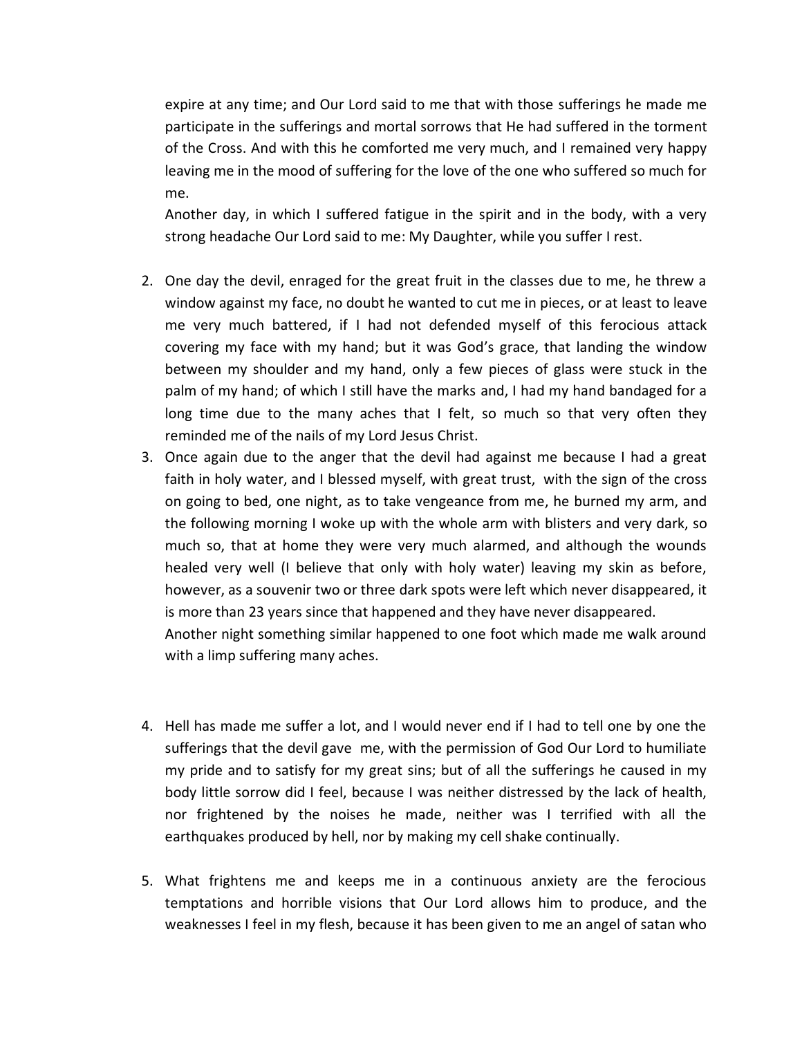expire at any time; and Our Lord said to me that with those sufferings he made me participate in the sufferings and mortal sorrows that He had suffered in the torment of the Cross. And with this he comforted me very much, and I remained very happy leaving me in the mood of suffering for the love of the one who suffered so much for me.

Another day, in which I suffered fatigue in the spirit and in the body, with a very strong headache Our Lord said to me: My Daughter, while you suffer I rest.

2. One day the devil, enraged for the great fruit in the classes due to me, he threw a window against my face, no doubt he wanted to cut me in pieces, or at least to leave me very much battered, if I had not defended myself of this ferocious attack covering my face with my hand; but it was God's grace, that landing the window between my shoulder and my hand, only a few pieces of glass were stuck in the palm of my hand; of which I still have the marks and, I had my hand bandaged for a long time due to the many aches that I felt, so much so that very often they reminded me of the nails of my Lord Jesus Christ.
3. Once again due to the anger that the devil had against me because I had a great faith in holy water, and I blessed myself, with great trust, with the sign of the cross on going to bed, one night, as to take vengeance from me, he burned my arm, and the following morning I woke up with the whole arm with blisters and very dark, so much so, that at home they were very much alarmed, and although the wounds healed very well (I believe that only with holy water) leaving my skin as before, however, as a souvenir two or three dark spots were left which never disappeared, it is more than 23 years since that happened and they have never disappeared.

   Another night something similar happened to one foot which made me walk around with a limp suffering many aches.

4. Hell has made me suffer a lot, and I would never end if I had to tell one by one the sufferings that the devil gave me, with the permission of God Our Lord to humiliate my pride and to satisfy for my great sins; but of all the sufferings he caused in my body little sorrow did I feel, because I was neither distressed by the lack of health, nor frightened by the noises he made, neither was I terrified with all the earthquakes produced by hell, nor by making my cell shake continually.

5. What frightens me and keeps me in a continuous anxiety are the ferocious temptations and horrible visions that Our Lord allows him to produce, and the weaknesses I feel in my flesh, because it has been given to me an angel of satan who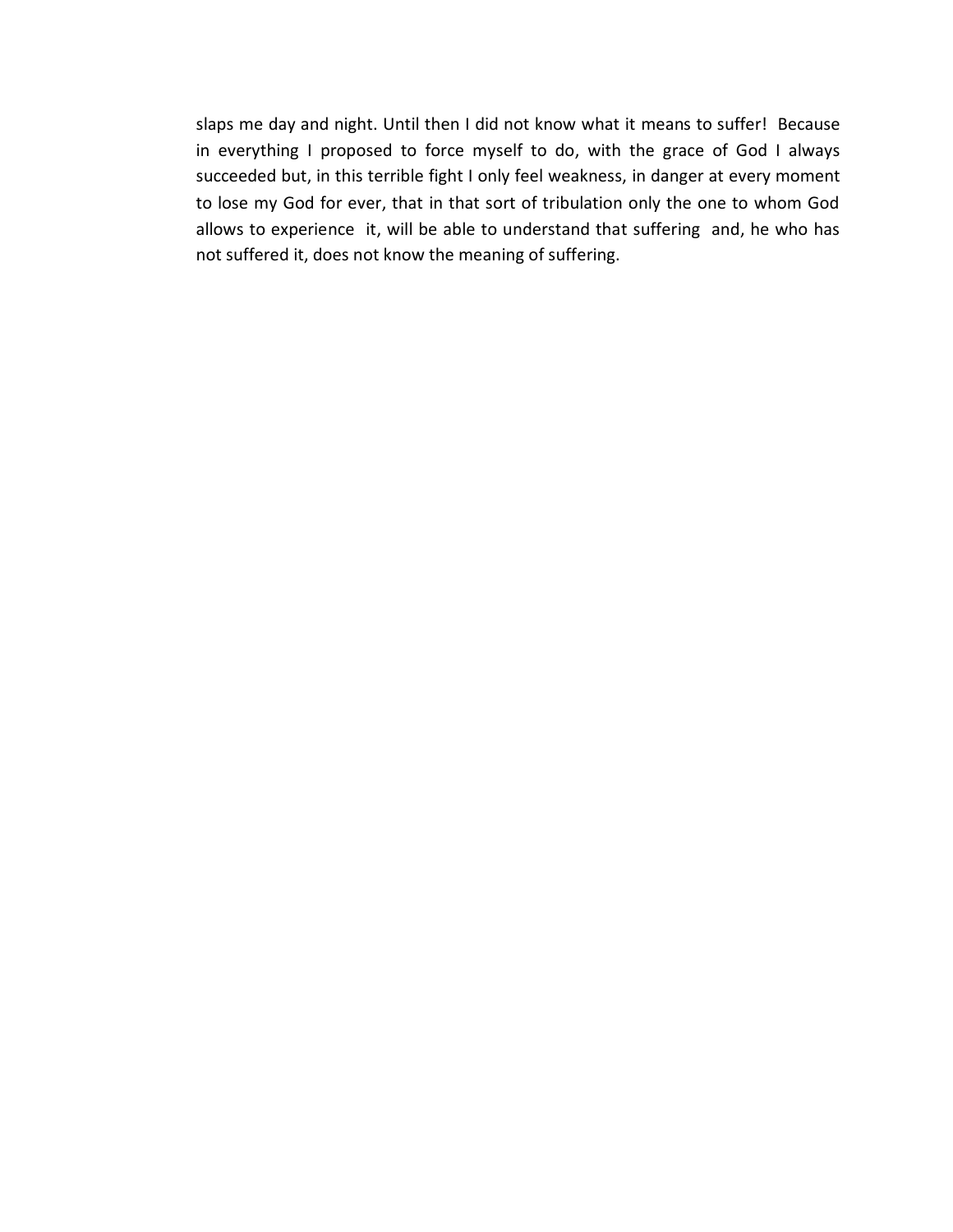slaps me day and night. Until then I did not know what it means to suffer! Because in everything I proposed to force myself to do, with the grace of God I always succeeded but, in this terrible fight I only feel weakness, in danger at every moment to lose my God for ever, that in that sort of tribulation only the one to whom God allows to experience it, will be able to understand that suffering and, he who has not suffered it, does not know the meaning of suffering.